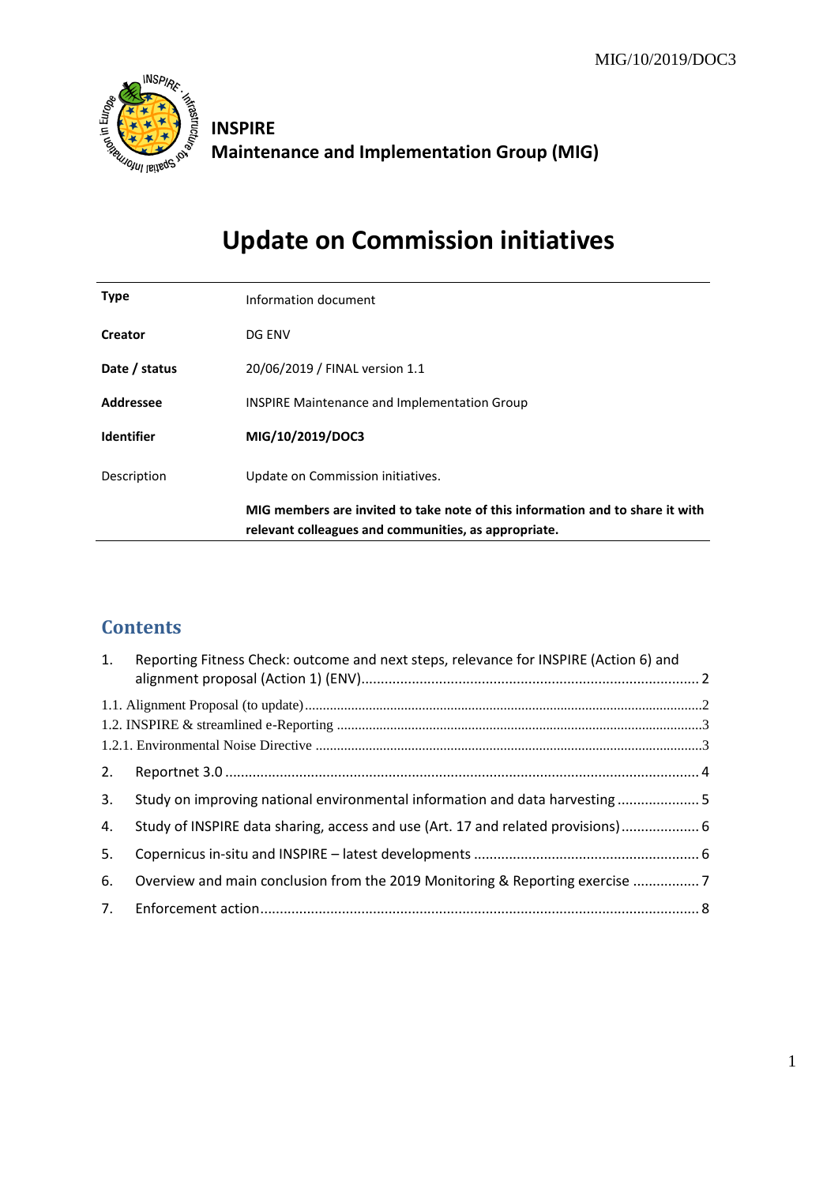**INSPIRE**
**Maintenance and Implementation Group (MIG)**

# Update on Commission initiatives

| **Type** | Information document |
|---|---|
| **Creator** | DG ENV |
| **Date / status** | 20/06/2019 / FINAL version 1.1 |
| **Addressee** | INSPIRE Maintenance and Implementation Group |
| **Identifier** | **MIG/10/2019/DOC3** |
| Description | Update on Commission initiatives. |
| | **MIG members are invited to take note of this information and to share it with relevant colleagues and communities, as appropriate.** |

## Contents

1. Reporting Fitness Check: outcome and next steps, relevance for INSPIRE (Action 6) and alignment proposal (Action 1) (ENV) ........ 2

1.1. Alignment Proposal (to update) ........ 2

1.2. INSPIRE & streamlined e-Reporting ........ 3

1.2.1. Environmental Noise Directive ........ 3

2. Reportnet 3.0 ........ 4
3. Study on improving national environmental information and data harvesting ........ 5
4. Study of INSPIRE data sharing, access and use (Art. 17 and related provisions) ........ 6
5. Copernicus in-situ and INSPIRE – latest developments ........ 6
6. Overview and main conclusion from the 2019 Monitoring & Reporting exercise ........ 7
7. Enforcement action ........ 8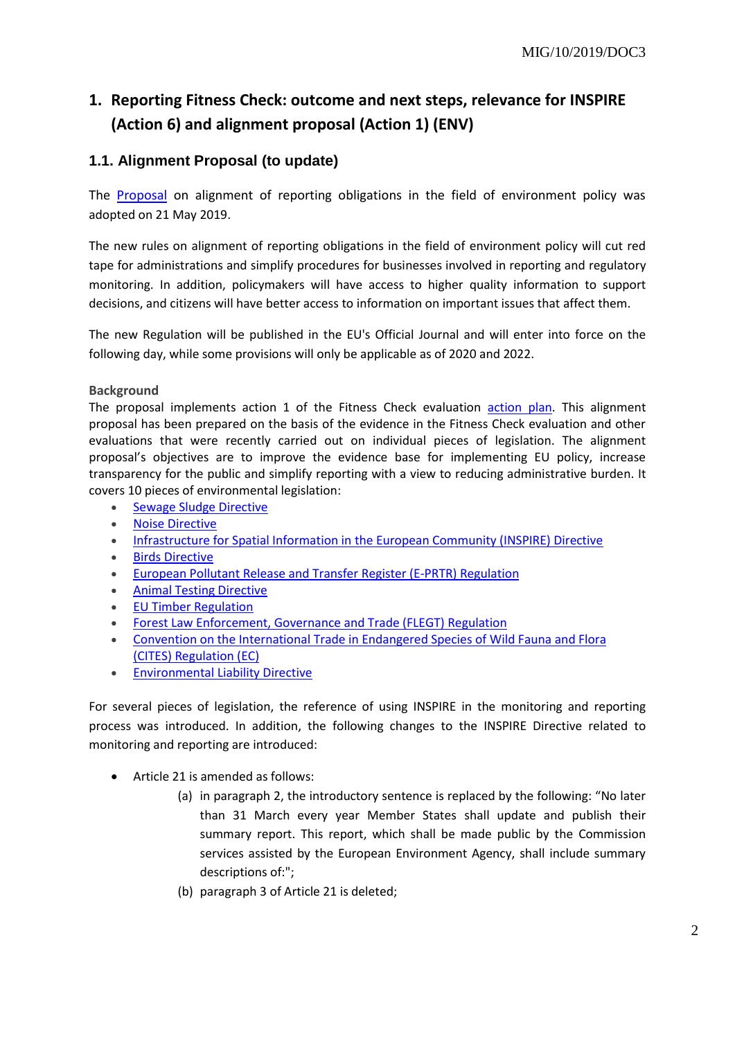# 1. Reporting Fitness Check: outcome and next steps, relevance for INSPIRE (Action 6) and alignment proposal (Action 1) (ENV)

## 1.1. Alignment Proposal (to update)

The Proposal on alignment of reporting obligations in the field of environment policy was adopted on 21 May 2019.

The new rules on alignment of reporting obligations in the field of environment policy will cut red tape for administrations and simplify procedures for businesses involved in reporting and regulatory monitoring. In addition, policymakers will have access to higher quality information to support decisions, and citizens will have better access to information on important issues that affect them.

The new Regulation will be published in the EU's Official Journal and will enter into force on the following day, while some provisions will only be applicable as of 2020 and 2022.

**Background**

The proposal implements action 1 of the Fitness Check evaluation action plan. This alignment proposal has been prepared on the basis of the evidence in the Fitness Check evaluation and other evaluations that were recently carried out on individual pieces of legislation. The alignment proposal's objectives are to improve the evidence base for implementing EU policy, increase transparency for the public and simplify reporting with a view to reducing administrative burden. It covers 10 pieces of environmental legislation:

- Sewage Sludge Directive
- Noise Directive
- Infrastructure for Spatial Information in the European Community (INSPIRE) Directive
- Birds Directive
- European Pollutant Release and Transfer Register (E-PRTR) Regulation
- Animal Testing Directive
- EU Timber Regulation
- Forest Law Enforcement, Governance and Trade (FLEGT) Regulation
- Convention on the International Trade in Endangered Species of Wild Fauna and Flora (CITES) Regulation (EC)
- Environmental Liability Directive

For several pieces of legislation, the reference of using INSPIRE in the monitoring and reporting process was introduced. In addition, the following changes to the INSPIRE Directive related to monitoring and reporting are introduced:

- Article 21 is amended as follows:
  - (a) in paragraph 2, the introductory sentence is replaced by the following: "No later than 31 March every year Member States shall update and publish their summary report. This report, which shall be made public by the Commission services assisted by the European Environment Agency, shall include summary descriptions of:";
  - (b) paragraph 3 of Article 21 is deleted;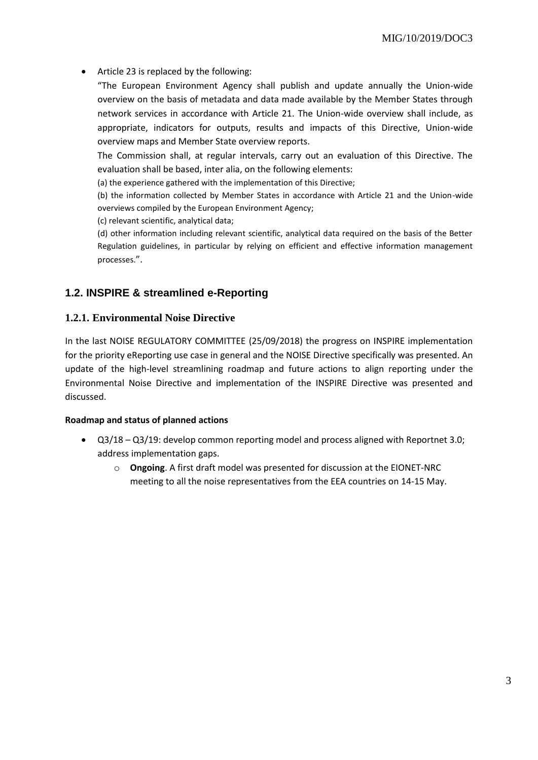- Article 23 is replaced by the following:

  "The European Environment Agency shall publish and update annually the Union-wide overview on the basis of metadata and data made available by the Member States through network services in accordance with Article 21. The Union-wide overview shall include, as appropriate, indicators for outputs, results and impacts of this Directive, Union-wide overview maps and Member State overview reports.

  The Commission shall, at regular intervals, carry out an evaluation of this Directive. The evaluation shall be based, inter alia, on the following elements:

  (a) the experience gathered with the implementation of this Directive;

  (b) the information collected by Member States in accordance with Article 21 and the Union-wide overviews compiled by the European Environment Agency;

  (c) relevant scientific, analytical data;

  (d) other information including relevant scientific, analytical data required on the basis of the Better Regulation guidelines, in particular by relying on efficient and effective information management processes.".

## 1.2. INSPIRE & streamlined e-Reporting

### 1.2.1. Environmental Noise Directive

In the last NOISE REGULATORY COMMITTEE (25/09/2018) the progress on INSPIRE implementation for the priority eReporting use case in general and the NOISE Directive specifically was presented. An update of the high-level streamlining roadmap and future actions to align reporting under the Environmental Noise Directive and implementation of the INSPIRE Directive was presented and discussed.

**Roadmap and status of planned actions**

- Q3/18 – Q3/19: develop common reporting model and process aligned with Reportnet 3.0; address implementation gaps.
  - **Ongoing**. A first draft model was presented for discussion at the EIONET-NRC meeting to all the noise representatives from the EEA countries on 14-15 May.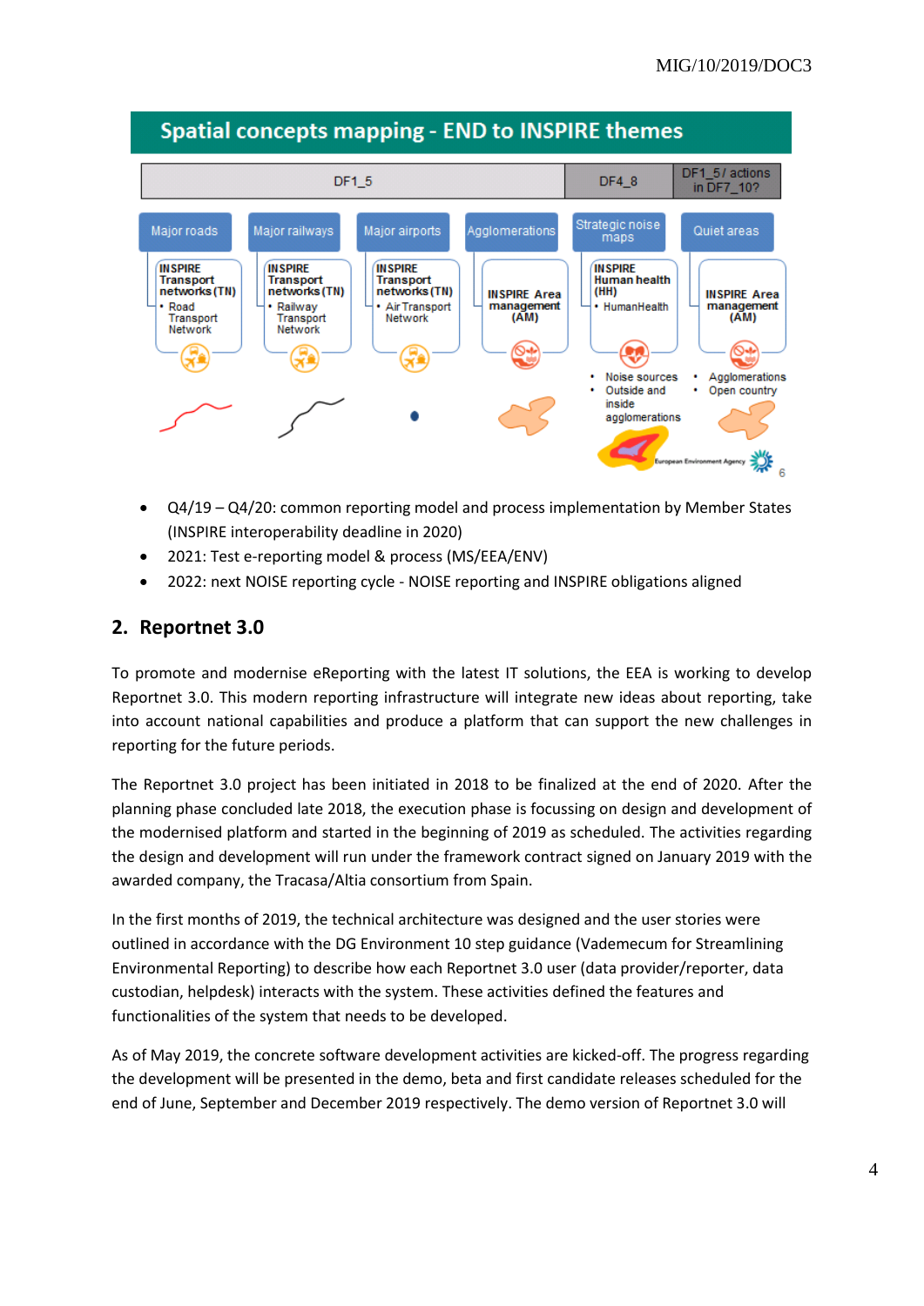Spatial concepts mapping - END to INSPIRE themes

| DF1_5 | | | | DF4_8 | DF1_5 / actions in DF7_10? |
|---|---|---|---|---|---|
| Major roads | Major railways | Major airports | Agglomerations | Strategic noise maps | Quiet areas |
| INSPIRE Transport networks (TN) • Road Transport Network | INSPIRE Transport networks (TN) • Railway Transport Network | INSPIRE Transport networks (TN) • Air Transport Network | INSPIRE Area management (AM) | INSPIRE Human health (HH) • HumanHealth | INSPIRE Area management (AM) |
| | | | | • Noise sources • Outside and inside agglomerations | • Agglomerations • Open country |

- Q4/19 – Q4/20: common reporting model and process implementation by Member States (INSPIRE interoperability deadline in 2020)
- 2021: Test e-reporting model & process (MS/EEA/ENV)
- 2022: next NOISE reporting cycle - NOISE reporting and INSPIRE obligations aligned

## 2. Reportnet 3.0

To promote and modernise eReporting with the latest IT solutions, the EEA is working to develop Reportnet 3.0. This modern reporting infrastructure will integrate new ideas about reporting, take into account national capabilities and produce a platform that can support the new challenges in reporting for the future periods.

The Reportnet 3.0 project has been initiated in 2018 to be finalized at the end of 2020. After the planning phase concluded late 2018, the execution phase is focussing on design and development of the modernised platform and started in the beginning of 2019 as scheduled. The activities regarding the design and development will run under the framework contract signed on January 2019 with the awarded company, the Tracasa/Altia consortium from Spain.

In the first months of 2019, the technical architecture was designed and the user stories were outlined in accordance with the DG Environment 10 step guidance (Vademecum for Streamlining Environmental Reporting) to describe how each Reportnet 3.0 user (data provider/reporter, data custodian, helpdesk) interacts with the system. These activities defined the features and functionalities of the system that needs to be developed.

As of May 2019, the concrete software development activities are kicked-off. The progress regarding the development will be presented in the demo, beta and first candidate releases scheduled for the end of June, September and December 2019 respectively. The demo version of Reportnet 3.0 will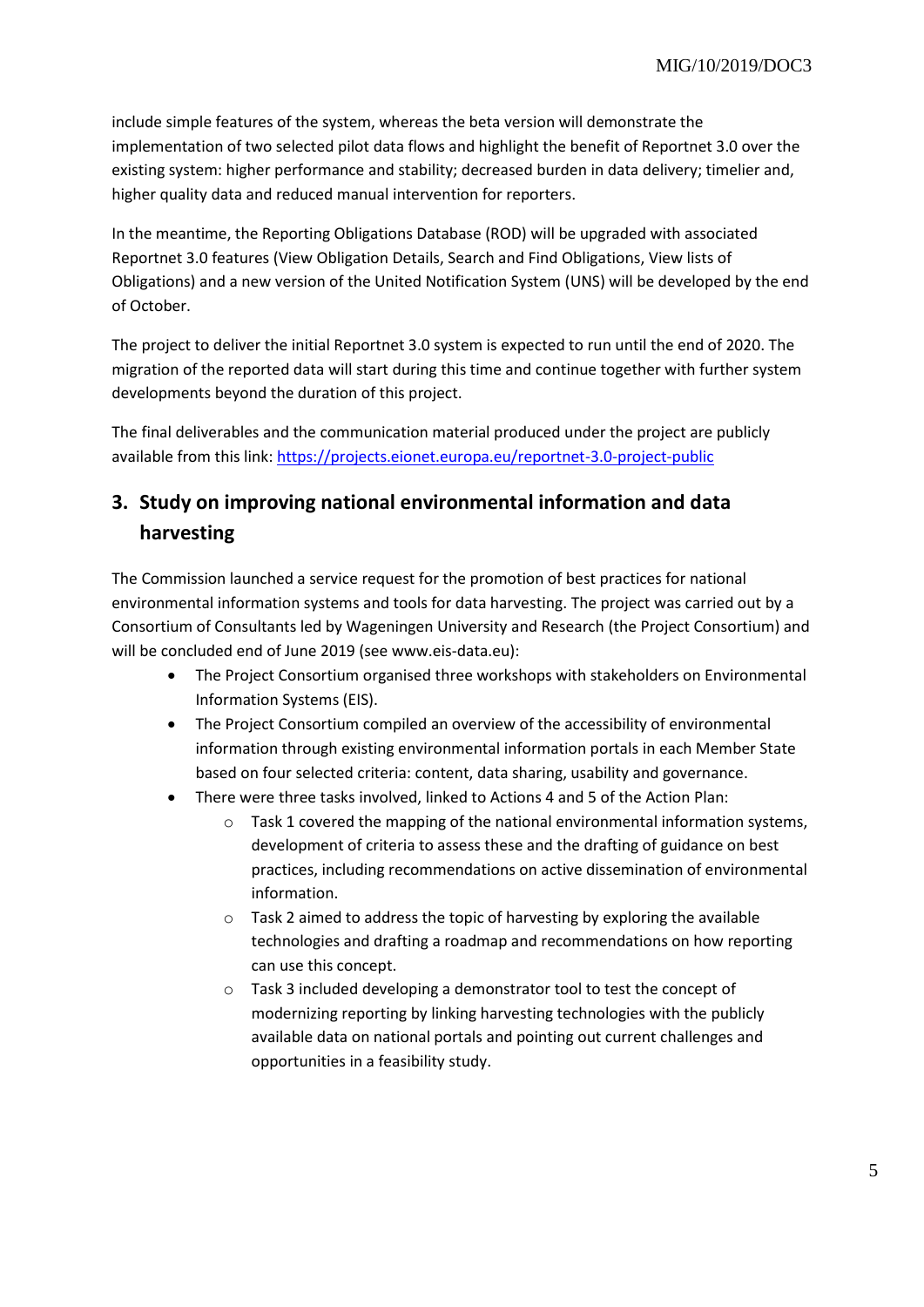include simple features of the system, whereas the beta version will demonstrate the implementation of two selected pilot data flows and highlight the benefit of Reportnet 3.0 over the existing system: higher performance and stability; decreased burden in data delivery; timelier and, higher quality data and reduced manual intervention for reporters.

In the meantime, the Reporting Obligations Database (ROD) will be upgraded with associated Reportnet 3.0 features (View Obligation Details, Search and Find Obligations, View lists of Obligations) and a new version of the United Notification System (UNS) will be developed by the end of October.

The project to deliver the initial Reportnet 3.0 system is expected to run until the end of 2020. The migration of the reported data will start during this time and continue together with further system developments beyond the duration of this project.

The final deliverables and the communication material produced under the project are publicly available from this link: https://projects.eionet.europa.eu/reportnet-3.0-project-public

## 3. Study on improving national environmental information and data harvesting

The Commission launched a service request for the promotion of best practices for national environmental information systems and tools for data harvesting. The project was carried out by a Consortium of Consultants led by Wageningen University and Research (the Project Consortium) and will be concluded end of June 2019 (see www.eis-data.eu):

- The Project Consortium organised three workshops with stakeholders on Environmental Information Systems (EIS).
- The Project Consortium compiled an overview of the accessibility of environmental information through existing environmental information portals in each Member State based on four selected criteria: content, data sharing, usability and governance.
- There were three tasks involved, linked to Actions 4 and 5 of the Action Plan:
  - Task 1 covered the mapping of the national environmental information systems, development of criteria to assess these and the drafting of guidance on best practices, including recommendations on active dissemination of environmental information.
  - Task 2 aimed to address the topic of harvesting by exploring the available technologies and drafting a roadmap and recommendations on how reporting can use this concept.
  - Task 3 included developing a demonstrator tool to test the concept of modernizing reporting by linking harvesting technologies with the publicly available data on national portals and pointing out current challenges and opportunities in a feasibility study.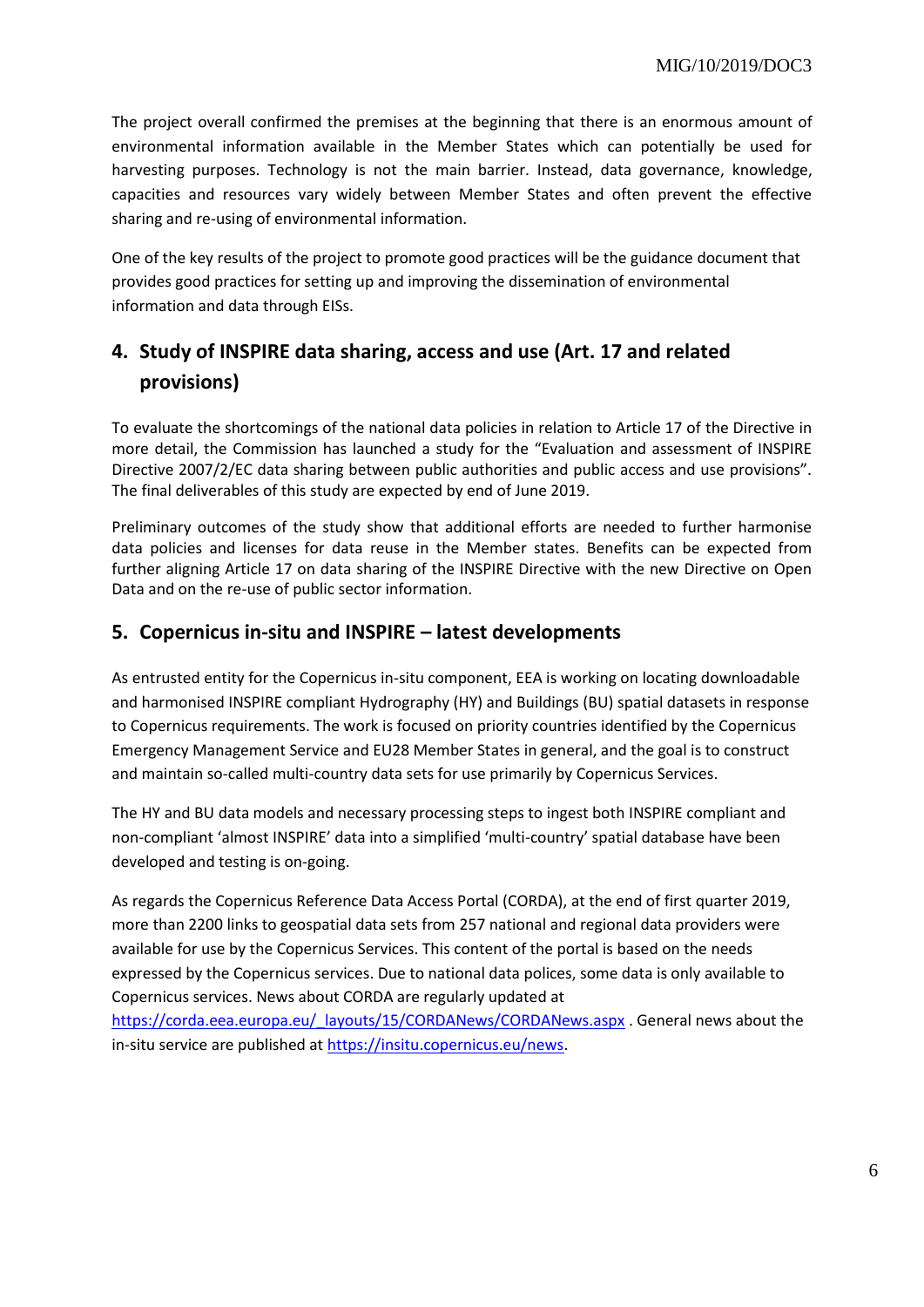The project overall confirmed the premises at the beginning that there is an enormous amount of environmental information available in the Member States which can potentially be used for harvesting purposes. Technology is not the main barrier. Instead, data governance, knowledge, capacities and resources vary widely between Member States and often prevent the effective sharing and re-using of environmental information.

One of the key results of the project to promote good practices will be the guidance document that provides good practices for setting up and improving the dissemination of environmental information and data through EISs.

## 4. Study of INSPIRE data sharing, access and use (Art. 17 and related provisions)

To evaluate the shortcomings of the national data policies in relation to Article 17 of the Directive in more detail, the Commission has launched a study for the "Evaluation and assessment of INSPIRE Directive 2007/2/EC data sharing between public authorities and public access and use provisions". The final deliverables of this study are expected by end of June 2019.

Preliminary outcomes of the study show that additional efforts are needed to further harmonise data policies and licenses for data reuse in the Member states. Benefits can be expected from further aligning Article 17 on data sharing of the INSPIRE Directive with the new Directive on Open Data and on the re-use of public sector information.

## 5. Copernicus in-situ and INSPIRE – latest developments

As entrusted entity for the Copernicus in-situ component, EEA is working on locating downloadable and harmonised INSPIRE compliant Hydrography (HY) and Buildings (BU) spatial datasets in response to Copernicus requirements. The work is focused on priority countries identified by the Copernicus Emergency Management Service and EU28 Member States in general, and the goal is to construct and maintain so-called multi-country data sets for use primarily by Copernicus Services.

The HY and BU data models and necessary processing steps to ingest both INSPIRE compliant and non-compliant 'almost INSPIRE' data into a simplified 'multi-country' spatial database have been developed and testing is on-going.

As regards the Copernicus Reference Data Access Portal (CORDA), at the end of first quarter 2019, more than 2200 links to geospatial data sets from 257 national and regional data providers were available for use by the Copernicus Services. This content of the portal is based on the needs expressed by the Copernicus services. Due to national data polices, some data is only available to Copernicus services. News about CORDA are regularly updated at https://corda.eea.europa.eu/_layouts/15/CORDANews/CORDANews.aspx . General news about the in-situ service are published at https://insitu.copernicus.eu/news.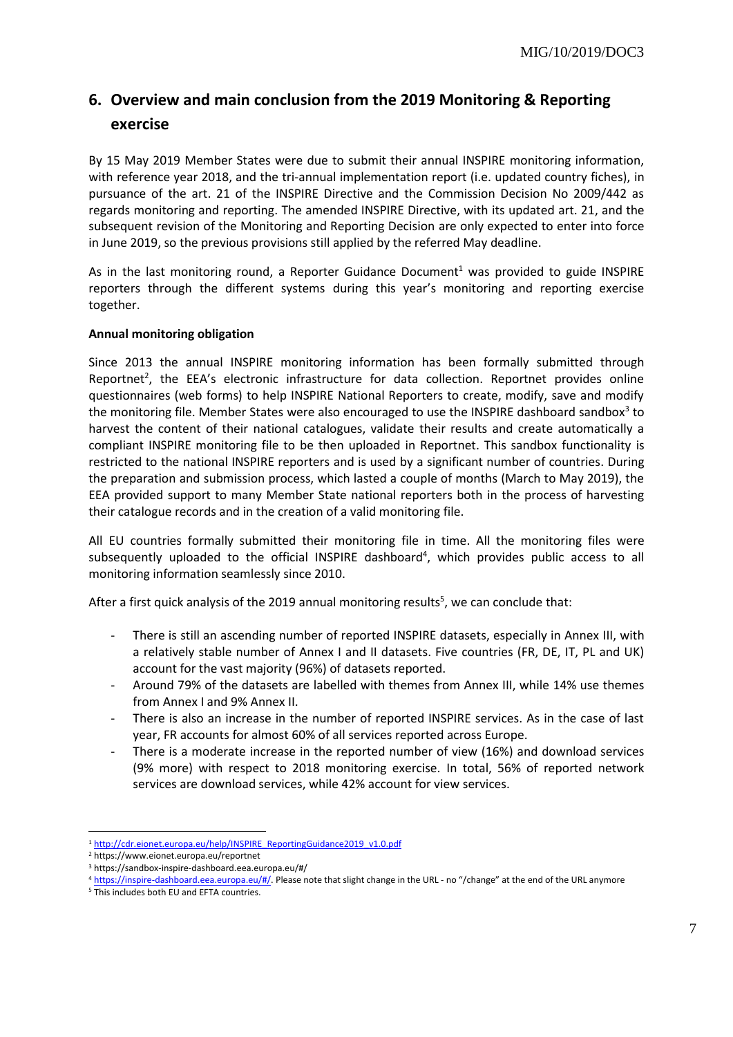## 6. Overview and main conclusion from the 2019 Monitoring & Reporting exercise

By 15 May 2019 Member States were due to submit their annual INSPIRE monitoring information, with reference year 2018, and the tri-annual implementation report (i.e. updated country fiches), in pursuance of the art. 21 of the INSPIRE Directive and the Commission Decision No 2009/442 as regards monitoring and reporting. The amended INSPIRE Directive, with its updated art. 21, and the subsequent revision of the Monitoring and Reporting Decision are only expected to enter into force in June 2019, so the previous provisions still applied by the referred May deadline.

As in the last monitoring round, a Reporter Guidance Document[1] was provided to guide INSPIRE reporters through the different systems during this year's monitoring and reporting exercise together.

**Annual monitoring obligation**

Since 2013 the annual INSPIRE monitoring information has been formally submitted through Reportnet[2], the EEA's electronic infrastructure for data collection. Reportnet provides online questionnaires (web forms) to help INSPIRE National Reporters to create, modify, save and modify the monitoring file. Member States were also encouraged to use the INSPIRE dashboard sandbox[3] to harvest the content of their national catalogues, validate their results and create automatically a compliant INSPIRE monitoring file to be then uploaded in Reportnet. This sandbox functionality is restricted to the national INSPIRE reporters and is used by a significant number of countries. During the preparation and submission process, which lasted a couple of months (March to May 2019), the EEA provided support to many Member State national reporters both in the process of harvesting their catalogue records and in the creation of a valid monitoring file.

All EU countries formally submitted their monitoring file in time. All the monitoring files were subsequently uploaded to the official INSPIRE dashboard[4], which provides public access to all monitoring information seamlessly since 2010.

After a first quick analysis of the 2019 annual monitoring results[5], we can conclude that:

- There is still an ascending number of reported INSPIRE datasets, especially in Annex III, with a relatively stable number of Annex I and II datasets. Five countries (FR, DE, IT, PL and UK) account for the vast majority (96%) of datasets reported.
- Around 79% of the datasets are labelled with themes from Annex III, while 14% use themes from Annex I and 9% Annex II.
- There is also an increase in the number of reported INSPIRE services. As in the case of last year, FR accounts for almost 60% of all services reported across Europe.
- There is a moderate increase in the reported number of view (16%) and download services (9% more) with respect to 2018 monitoring exercise. In total, 56% of reported network services are download services, while 42% account for view services.

---

[1] http://cdr.eionet.europa.eu/help/INSPIRE_ReportingGuidance2019_v1.0.pdf

[2] https://www.eionet.europa.eu/reportnet

[3] https://sandbox-inspire-dashboard.eea.europa.eu/#/

[4] https://inspire-dashboard.eea.europa.eu/#/. Please note that slight change in the URL - no "/change" at the end of the URL anymore

[5] This includes both EU and EFTA countries.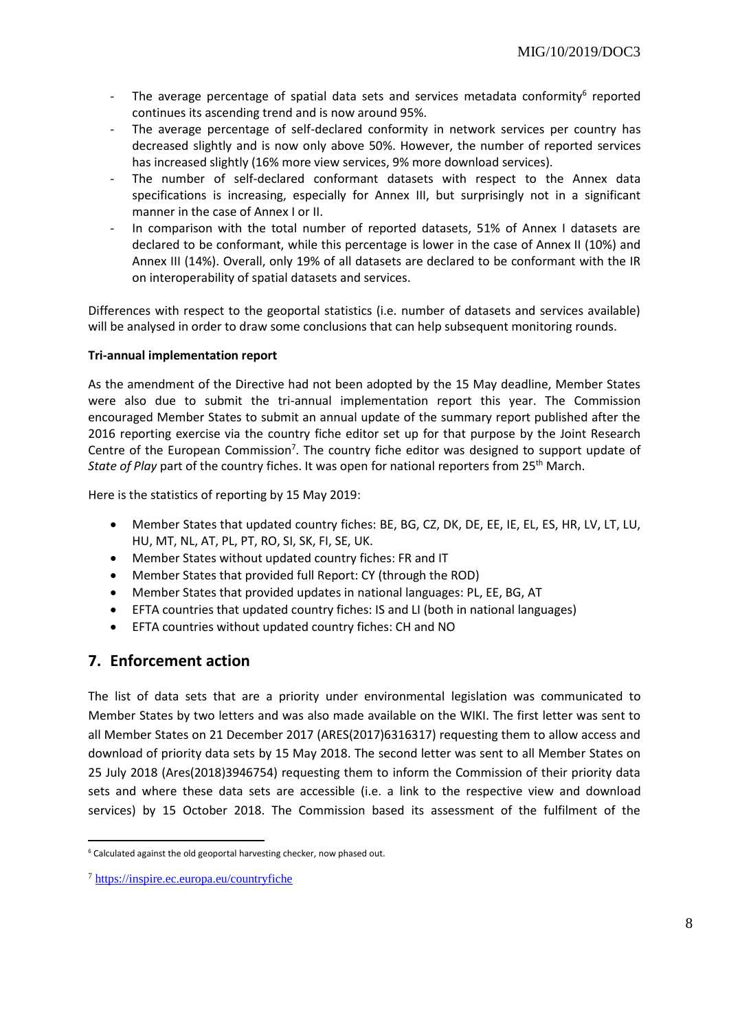- The average percentage of spatial data sets and services metadata conformity[6] reported continues its ascending trend and is now around 95%.
- The average percentage of self-declared conformity in network services per country has decreased slightly and is now only above 50%. However, the number of reported services has increased slightly (16% more view services, 9% more download services).
- The number of self-declared conformant datasets with respect to the Annex data specifications is increasing, especially for Annex III, but surprisingly not in a significant manner in the case of Annex I or II.
- In comparison with the total number of reported datasets, 51% of Annex I datasets are declared to be conformant, while this percentage is lower in the case of Annex II (10%) and Annex III (14%). Overall, only 19% of all datasets are declared to be conformant with the IR on interoperability of spatial datasets and services.

Differences with respect to the geoportal statistics (i.e. number of datasets and services available) will be analysed in order to draw some conclusions that can help subsequent monitoring rounds.

**Tri-annual implementation report**

As the amendment of the Directive had not been adopted by the 15 May deadline, Member States were also due to submit the tri-annual implementation report this year. The Commission encouraged Member States to submit an annual update of the summary report published after the 2016 reporting exercise via the country fiche editor set up for that purpose by the Joint Research Centre of the European Commission[7]. The country fiche editor was designed to support update of *State of Play* part of the country fiches. It was open for national reporters from 25th March.

Here is the statistics of reporting by 15 May 2019:

- Member States that updated country fiches: BE, BG, CZ, DK, DE, EE, IE, EL, ES, HR, LV, LT, LU, HU, MT, NL, AT, PL, PT, RO, SI, SK, FI, SE, UK.
- Member States without updated country fiches: FR and IT
- Member States that provided full Report: CY (through the ROD)
- Member States that provided updates in national languages: PL, EE, BG, AT
- EFTA countries that updated country fiches: IS and LI (both in national languages)
- EFTA countries without updated country fiches: CH and NO

## 7. Enforcement action

The list of data sets that are a priority under environmental legislation was communicated to Member States by two letters and was also made available on the WIKI. The first letter was sent to all Member States on 21 December 2017 (ARES(2017)6316317) requesting them to allow access and download of priority data sets by 15 May 2018. The second letter was sent to all Member States on 25 July 2018 (Ares(2018)3946754) requesting them to inform the Commission of their priority data sets and where these data sets are accessible (i.e. a link to the respective view and download services) by 15 October 2018. The Commission based its assessment of the fulfilment of the

[6] Calculated against the old geoportal harvesting checker, now phased out.

[7] https://inspire.ec.europa.eu/countryfiche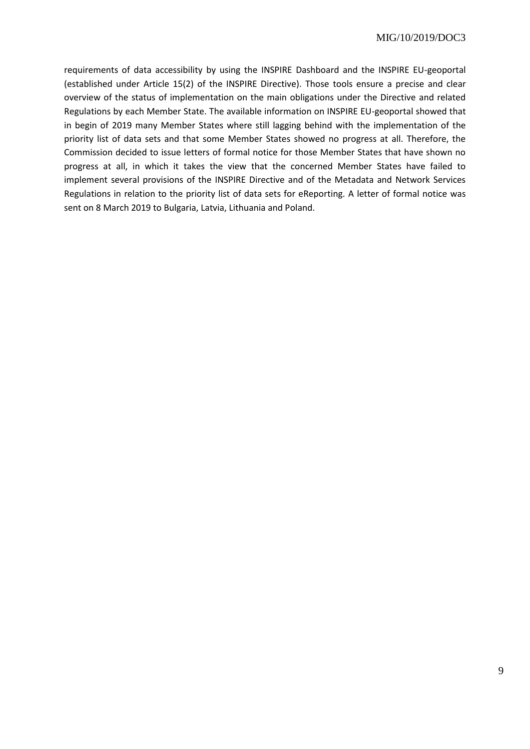requirements of data accessibility by using the INSPIRE Dashboard and the INSPIRE EU-geoportal (established under Article 15(2) of the INSPIRE Directive). Those tools ensure a precise and clear overview of the status of implementation on the main obligations under the Directive and related Regulations by each Member State. The available information on INSPIRE EU-geoportal showed that in begin of 2019 many Member States where still lagging behind with the implementation of the priority list of data sets and that some Member States showed no progress at all. Therefore, the Commission decided to issue letters of formal notice for those Member States that have shown no progress at all, in which it takes the view that the concerned Member States have failed to implement several provisions of the INSPIRE Directive and of the Metadata and Network Services Regulations in relation to the priority list of data sets for eReporting. A letter of formal notice was sent on 8 March 2019 to Bulgaria, Latvia, Lithuania and Poland.